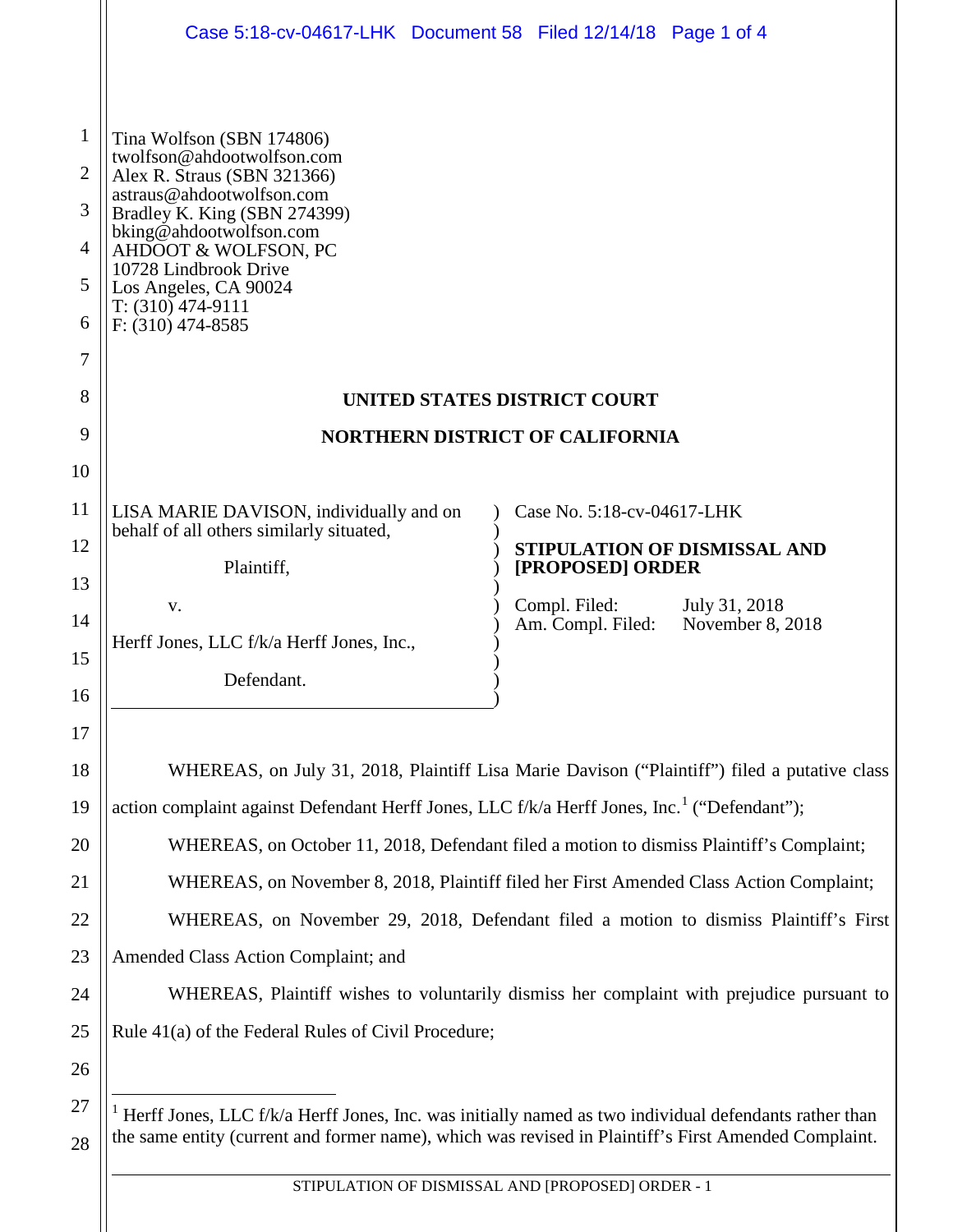Tina Wolfson (SBN 174806)
twolfson@ahdootwolfson.com
Alex R. Straus (SBN 321366)
astraus@ahdootwolfson.com
Bradley K. King (SBN 274399)
bking@ahdootwolfson.com
AHDOOT & WOLFSON, PC
10728 Lindbrook Drive
Los Angeles, CA 90024
T: (310) 474-9111
F: (310) 474-8585

**UNITED STATES DISTRICT COURT**

**NORTHERN DISTRICT OF CALIFORNIA**

LISA MARIE DAVISON, individually and on behalf of all others similarly situated,

Plaintiff,

v.

Herff Jones, LLC f/k/a Herff Jones, Inc.,

Defendant.

Case No. 5:18-cv-04617-LHK

**STIPULATION OF DISMISSAL AND [PROPOSED] ORDER**

Compl. Filed: July 31, 2018
Am. Compl. Filed: November 8, 2018

WHEREAS, on July 31, 2018, Plaintiff Lisa Marie Davison ("Plaintiff") filed a putative class action complaint against Defendant Herff Jones, LLC f/k/a Herff Jones, Inc.[1] ("Defendant");

WHEREAS, on October 11, 2018, Defendant filed a motion to dismiss Plaintiff's Complaint;

WHEREAS, on November 8, 2018, Plaintiff filed her First Amended Class Action Complaint;

WHEREAS, on November 29, 2018, Defendant filed a motion to dismiss Plaintiff's First Amended Class Action Complaint; and

WHEREAS, Plaintiff wishes to voluntarily dismiss her complaint with prejudice pursuant to Rule 41(a) of the Federal Rules of Civil Procedure;

[1] Herff Jones, LLC f/k/a Herff Jones, Inc. was initially named as two individual defendants rather than the same entity (current and former name), which was revised in Plaintiff's First Amended Complaint.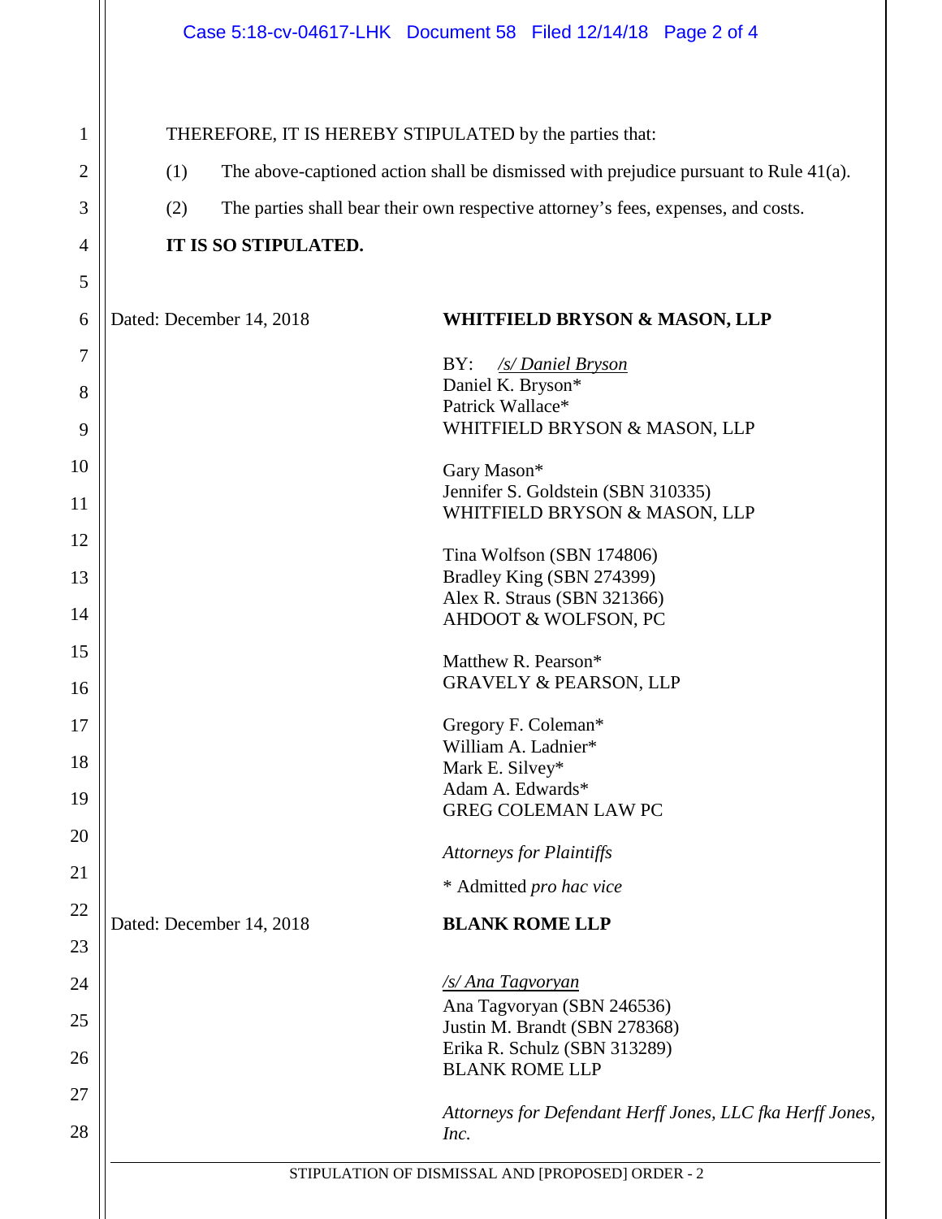THEREFORE, IT IS HEREBY STIPULATED by the parties that:

(1) The above-captioned action shall be dismissed with prejudice pursuant to Rule 41(a).

(2) The parties shall bear their own respective attorney's fees, expenses, and costs.

**IT IS SO STIPULATED.**

Dated: December 14, 2018

**WHITFIELD BRYSON & MASON, LLP**

BY: */s/ Daniel Bryson*
Daniel K. Bryson*
Patrick Wallace*
WHITFIELD BRYSON & MASON, LLP

Gary Mason*
Jennifer S. Goldstein (SBN 310335)
WHITFIELD BRYSON & MASON, LLP

Tina Wolfson (SBN 174806)
Bradley King (SBN 274399)
Alex R. Straus (SBN 321366)
AHDOOT & WOLFSON, PC

Matthew R. Pearson*
GRAVELY & PEARSON, LLP

Gregory F. Coleman*
William A. Ladnier*
Mark E. Silvey*
Adam A. Edwards*
GREG COLEMAN LAW PC

*Attorneys for Plaintiffs*

\* Admitted *pro hac vice*

Dated: December 14, 2018

**BLANK ROME LLP**

*/s/ Ana Tagvoryan*
Ana Tagvoryan (SBN 246536)
Justin M. Brandt (SBN 278368)
Erika R. Schulz (SBN 313289)
BLANK ROME LLP

*Attorneys for Defendant Herff Jones, LLC fka Herff Jones, Inc.*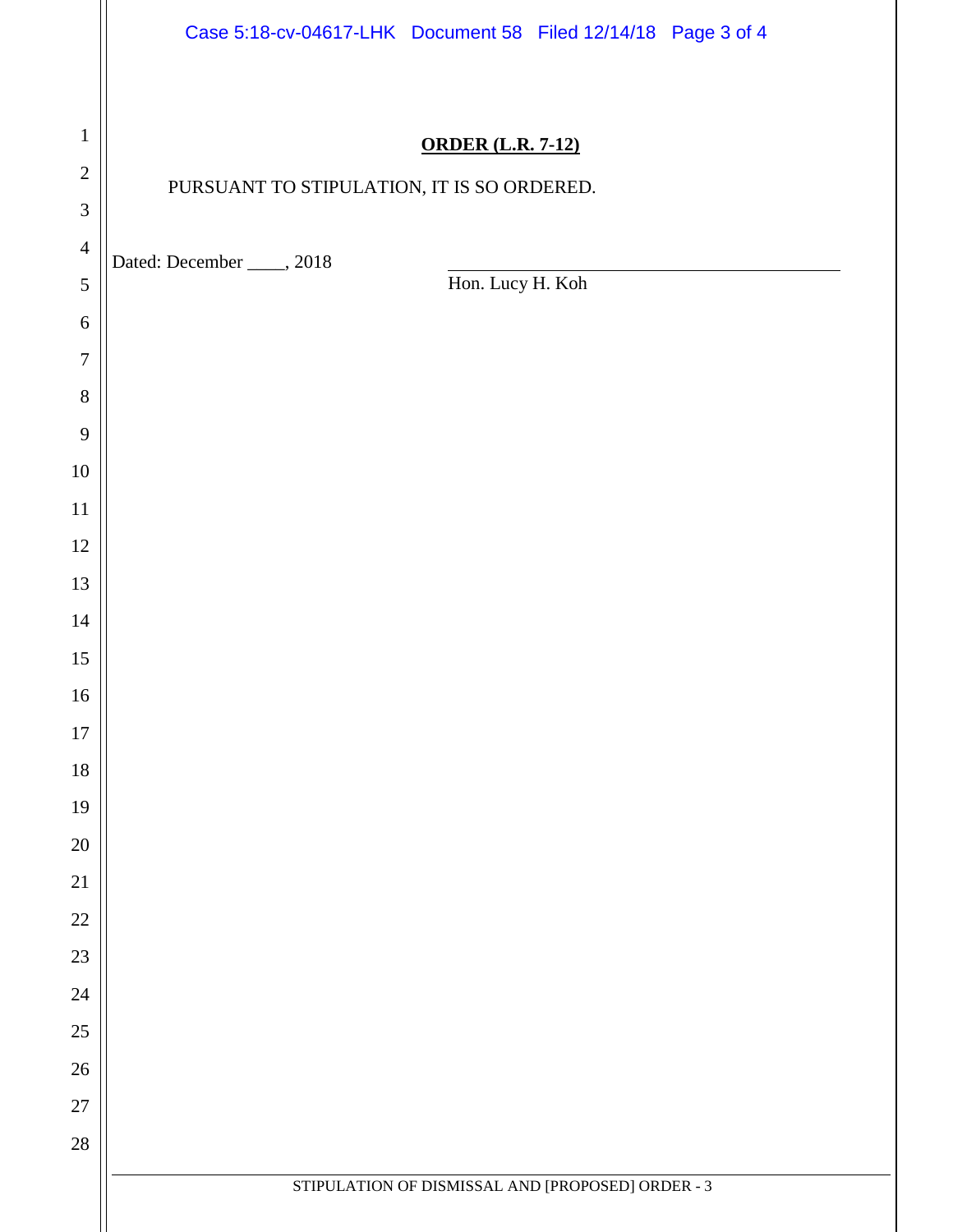**ORDER (L.R. 7-12)**

PURSUANT TO STIPULATION, IT IS SO ORDERED.

Dated: December ____, 2018

_________________________________________
Hon. Lucy H. Koh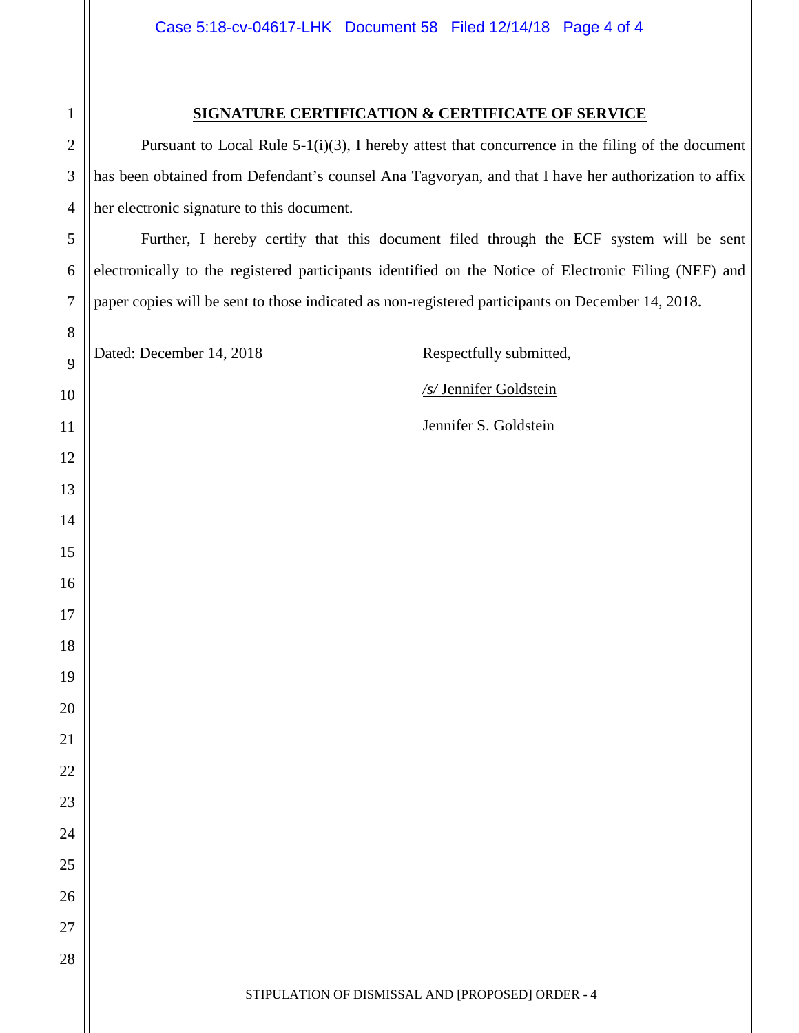**SIGNATURE CERTIFICATION & CERTIFICATE OF SERVICE**

Pursuant to Local Rule 5-1(i)(3), I hereby attest that concurrence in the filing of the document has been obtained from Defendant's counsel Ana Tagvoryan, and that I have her authorization to affix her electronic signature to this document.

Further, I hereby certify that this document filed through the ECF system will be sent electronically to the registered participants identified on the Notice of Electronic Filing (NEF) and paper copies will be sent to those indicated as non-registered participants on December 14, 2018.

Dated: December 14, 2018

Respectfully submitted,

*/s/* Jennifer Goldstein

Jennifer S. Goldstein